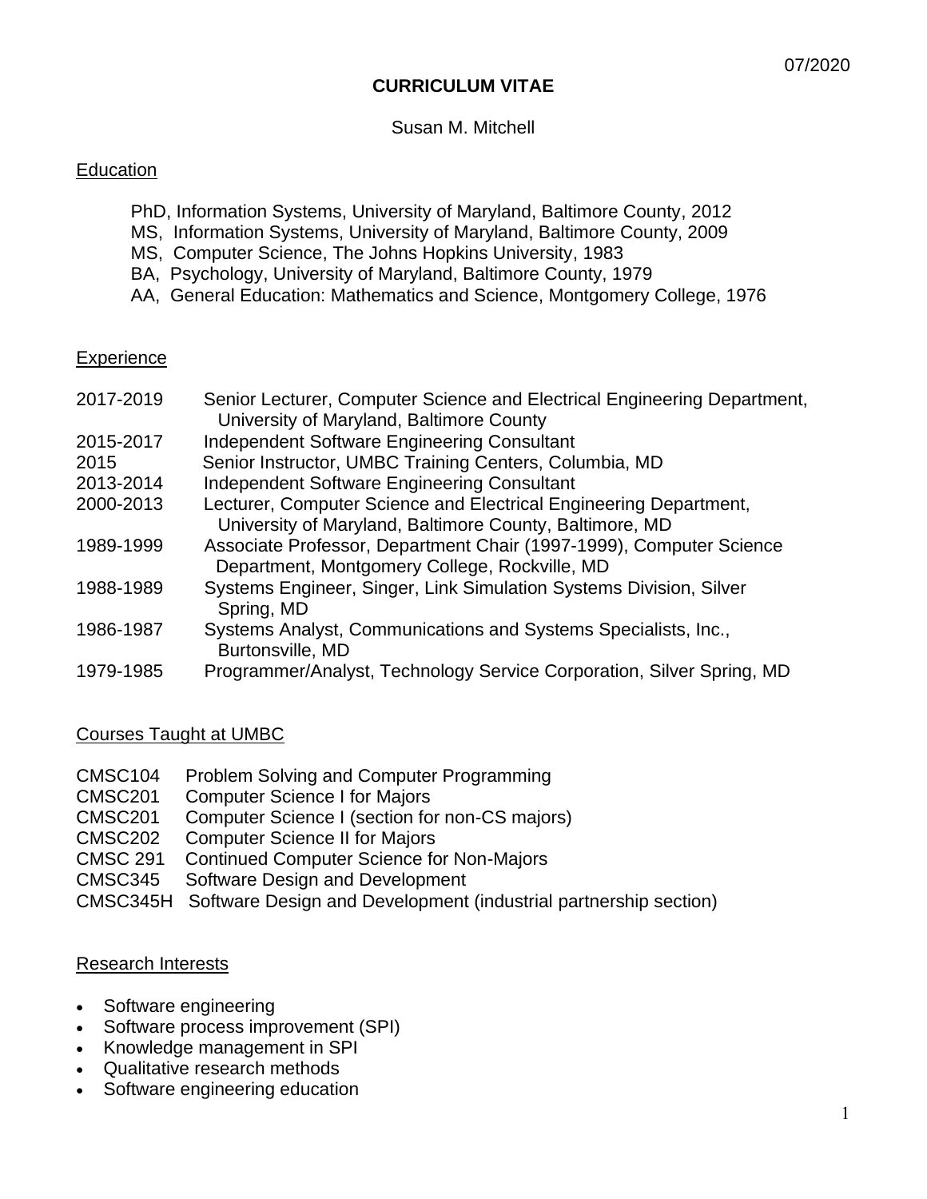07/2020

# CURRICULUM VITAE

Susan M. Mitchell

## Education

PhD, Information Systems, University of Maryland, Baltimore County, 2012
MS, Information Systems, University of Maryland, Baltimore County, 2009
MS, Computer Science, The Johns Hopkins University, 1983
BA, Psychology, University of Maryland, Baltimore County, 1979
AA, General Education: Mathematics and Science, Montgomery College, 1976

## Experience

| | |
|---|---|
| 2017-2019 | Senior Lecturer, Computer Science and Electrical Engineering Department, University of Maryland, Baltimore County |
| 2015-2017 | Independent Software Engineering Consultant |
| 2015 | Senior Instructor, UMBC Training Centers, Columbia, MD |
| 2013-2014 | Independent Software Engineering Consultant |
| 2000-2013 | Lecturer, Computer Science and Electrical Engineering Department, University of Maryland, Baltimore County, Baltimore, MD |
| 1989-1999 | Associate Professor, Department Chair (1997-1999), Computer Science Department, Montgomery College, Rockville, MD |
| 1988-1989 | Systems Engineer, Singer, Link Simulation Systems Division, Silver Spring, MD |
| 1986-1987 | Systems Analyst, Communications and Systems Specialists, Inc., Burtonsville, MD |
| 1979-1985 | Programmer/Analyst, Technology Service Corporation, Silver Spring, MD |

## Courses Taught at UMBC

| | |
|---|---|
| CMSC104 | Problem Solving and Computer Programming |
| CMSC201 | Computer Science I for Majors |
| CMSC201 | Computer Science I (section for non-CS majors) |
| CMSC202 | Computer Science II for Majors |
| CMSC 291 | Continued Computer Science for Non-Majors |
| CMSC345 | Software Design and Development |
| CMSC345H | Software Design and Development (industrial partnership section) |

## Research Interests

- Software engineering
- Software process improvement (SPI)
- Knowledge management in SPI
- Qualitative research methods
- Software engineering education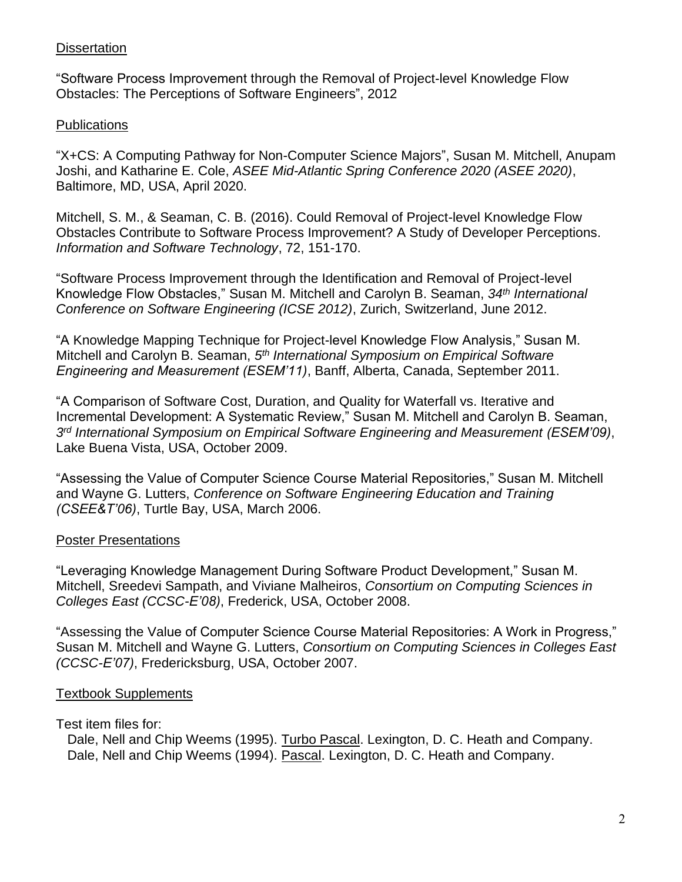## Dissertation

"Software Process Improvement through the Removal of Project-level Knowledge Flow Obstacles: The Perceptions of Software Engineers", 2012

## Publications

"X+CS: A Computing Pathway for Non-Computer Science Majors", Susan M. Mitchell, Anupam Joshi, and Katharine E. Cole, *ASEE Mid-Atlantic Spring Conference 2020 (ASEE 2020)*, Baltimore, MD, USA, April 2020.

Mitchell, S. M., & Seaman, C. B. (2016). Could Removal of Project-level Knowledge Flow Obstacles Contribute to Software Process Improvement? A Study of Developer Perceptions. *Information and Software Technology*, 72, 151-170.

"Software Process Improvement through the Identification and Removal of Project-level Knowledge Flow Obstacles," Susan M. Mitchell and Carolyn B. Seaman, *34th International Conference on Software Engineering (ICSE 2012)*, Zurich, Switzerland, June 2012.

"A Knowledge Mapping Technique for Project-level Knowledge Flow Analysis," Susan M. Mitchell and Carolyn B. Seaman, *5th International Symposium on Empirical Software Engineering and Measurement (ESEM'11)*, Banff, Alberta, Canada, September 2011.

"A Comparison of Software Cost, Duration, and Quality for Waterfall vs. Iterative and Incremental Development: A Systematic Review," Susan M. Mitchell and Carolyn B. Seaman, *3rd International Symposium on Empirical Software Engineering and Measurement (ESEM'09)*, Lake Buena Vista, USA, October 2009.

"Assessing the Value of Computer Science Course Material Repositories," Susan M. Mitchell and Wayne G. Lutters, *Conference on Software Engineering Education and Training (CSEE&T'06)*, Turtle Bay, USA, March 2006.

## Poster Presentations

"Leveraging Knowledge Management During Software Product Development," Susan M. Mitchell, Sreedevi Sampath, and Viviane Malheiros, *Consortium on Computing Sciences in Colleges East (CCSC-E'08)*, Frederick, USA, October 2008.

"Assessing the Value of Computer Science Course Material Repositories: A Work in Progress," Susan M. Mitchell and Wayne G. Lutters, *Consortium on Computing Sciences in Colleges East (CCSC-E'07)*, Fredericksburg, USA, October 2007.

## Textbook Supplements

Test item files for:

Dale, Nell and Chip Weems (1995). Turbo Pascal. Lexington, D. C. Heath and Company.
Dale, Nell and Chip Weems (1994). Pascal. Lexington, D. C. Heath and Company.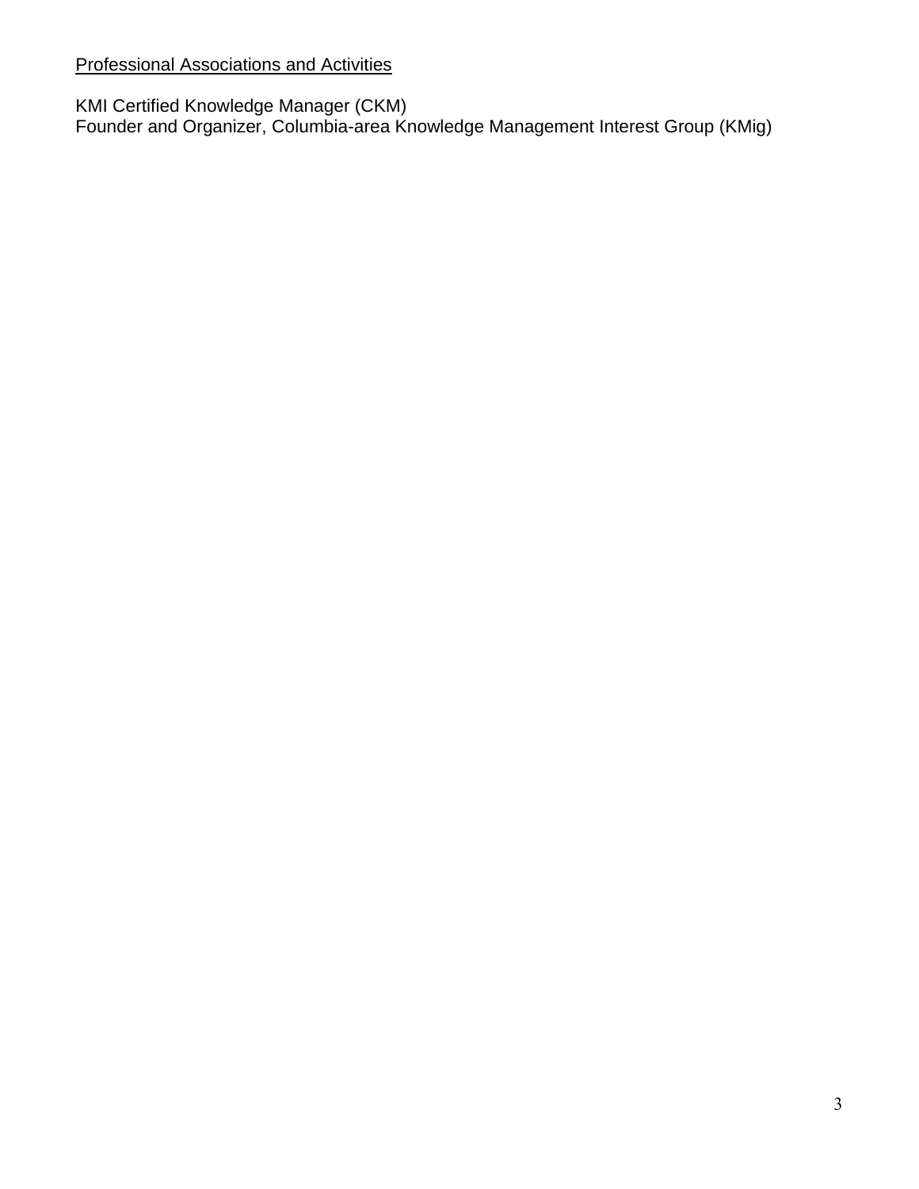Professional Associations and Activities

KMI Certified Knowledge Manager (CKM)
Founder and Organizer, Columbia-area Knowledge Management Interest Group (KMig)